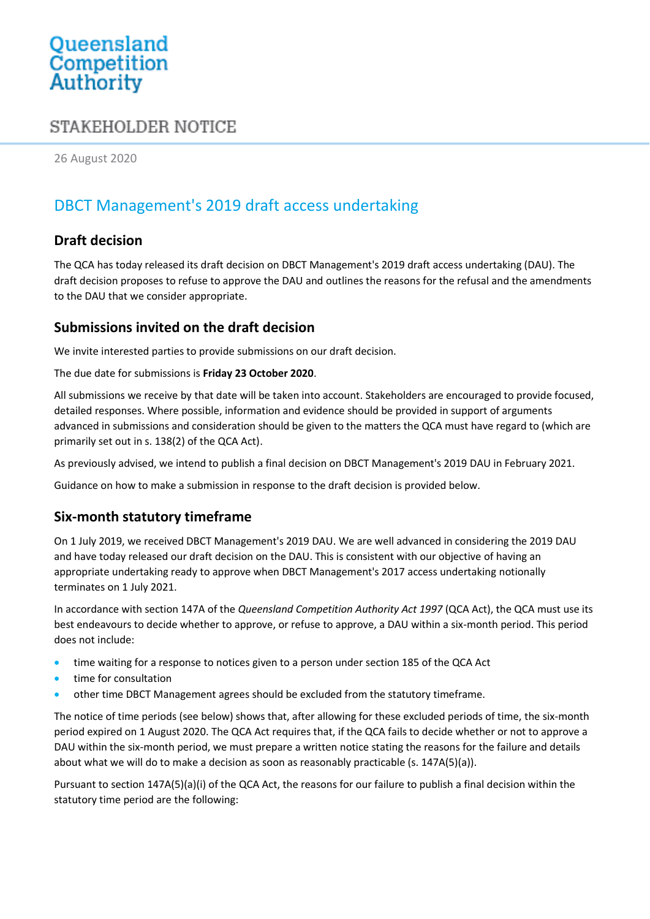# Queensland Competition Authority

## STAKEHOLDER NOTICE

26 August 2020

## DBCT Management's 2019 draft access undertaking

### Draft decision

The QCA has today released its draft decision on DBCT Management's 2019 draft access undertaking (DAU). The draft decision proposes to refuse to approve the DAU and outlines the reasons for the refusal and the amendments to the DAU that we consider appropriate.

### Submissions invited on the draft decision

We invite interested parties to provide submissions on our draft decision.

The due date for submissions is **Friday 23 October 2020**.

All submissions we receive by that date will be taken into account. Stakeholders are encouraged to provide focused, detailed responses. Where possible, information and evidence should be provided in support of arguments advanced in submissions and consideration should be given to the matters the QCA must have regard to (which are primarily set out in s. 138(2) of the QCA Act).

As previously advised, we intend to publish a final decision on DBCT Management's 2019 DAU in February 2021.

Guidance on how to make a submission in response to the draft decision is provided below.

### Six-month statutory timeframe

On 1 July 2019, we received DBCT Management's 2019 DAU. We are well advanced in considering the 2019 DAU and have today released our draft decision on the DAU. This is consistent with our objective of having an appropriate undertaking ready to approve when DBCT Management's 2017 access undertaking notionally terminates on 1 July 2021.

In accordance with section 147A of the *Queensland Competition Authority Act 1997* (QCA Act), the QCA must use its best endeavours to decide whether to approve, or refuse to approve, a DAU within a six-month period. This period does not include:

- time waiting for a response to notices given to a person under section 185 of the QCA Act
- time for consultation
- other time DBCT Management agrees should be excluded from the statutory timeframe.

The notice of time periods (see below) shows that, after allowing for these excluded periods of time, the six-month period expired on 1 August 2020. The QCA Act requires that, if the QCA fails to decide whether or not to approve a DAU within the six-month period, we must prepare a written notice stating the reasons for the failure and details about what we will do to make a decision as soon as reasonably practicable (s. 147A(5)(a)).

Pursuant to section 147A(5)(a)(i) of the QCA Act, the reasons for our failure to publish a final decision within the statutory time period are the following: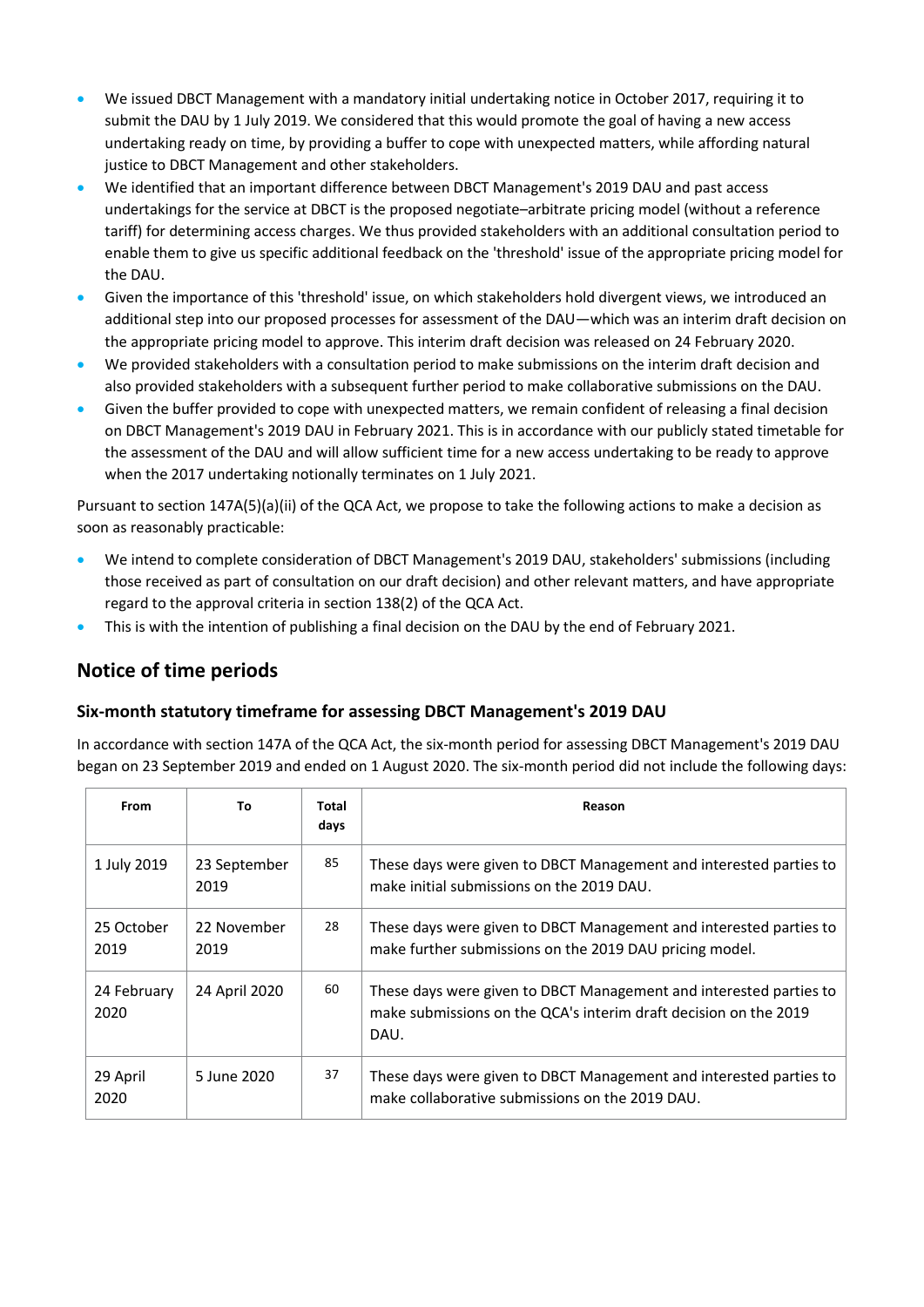- We issued DBCT Management with a mandatory initial undertaking notice in October 2017, requiring it to submit the DAU by 1 July 2019. We considered that this would promote the goal of having a new access undertaking ready on time, by providing a buffer to cope with unexpected matters, while affording natural justice to DBCT Management and other stakeholders.
- We identified that an important difference between DBCT Management's 2019 DAU and past access undertakings for the service at DBCT is the proposed negotiate–arbitrate pricing model (without a reference tariff) for determining access charges. We thus provided stakeholders with an additional consultation period to enable them to give us specific additional feedback on the 'threshold' issue of the appropriate pricing model for the DAU.
- Given the importance of this 'threshold' issue, on which stakeholders hold divergent views, we introduced an additional step into our proposed processes for assessment of the DAU—which was an interim draft decision on the appropriate pricing model to approve. This interim draft decision was released on 24 February 2020.
- We provided stakeholders with a consultation period to make submissions on the interim draft decision and also provided stakeholders with a subsequent further period to make collaborative submissions on the DAU.
- Given the buffer provided to cope with unexpected matters, we remain confident of releasing a final decision on DBCT Management's 2019 DAU in February 2021. This is in accordance with our publicly stated timetable for the assessment of the DAU and will allow sufficient time for a new access undertaking to be ready to approve when the 2017 undertaking notionally terminates on 1 July 2021.

Pursuant to section 147A(5)(a)(ii) of the QCA Act, we propose to take the following actions to make a decision as soon as reasonably practicable:

- We intend to complete consideration of DBCT Management's 2019 DAU, stakeholders' submissions (including those received as part of consultation on our draft decision) and other relevant matters, and have appropriate regard to the approval criteria in section 138(2) of the QCA Act.
- This is with the intention of publishing a final decision on the DAU by the end of February 2021.

## Notice of time periods

### Six-month statutory timeframe for assessing DBCT Management's 2019 DAU

In accordance with section 147A of the QCA Act, the six-month period for assessing DBCT Management's 2019 DAU began on 23 September 2019 and ended on 1 August 2020. The six-month period did not include the following days:

| From | To | Total days | Reason |
|---|---|---|---|
| 1 July 2019 | 23 September 2019 | 85 | These days were given to DBCT Management and interested parties to make initial submissions on the 2019 DAU. |
| 25 October 2019 | 22 November 2019 | 28 | These days were given to DBCT Management and interested parties to make further submissions on the 2019 DAU pricing model. |
| 24 February 2020 | 24 April 2020 | 60 | These days were given to DBCT Management and interested parties to make submissions on the QCA's interim draft decision on the 2019 DAU. |
| 29 April 2020 | 5 June 2020 | 37 | These days were given to DBCT Management and interested parties to make collaborative submissions on the 2019 DAU. |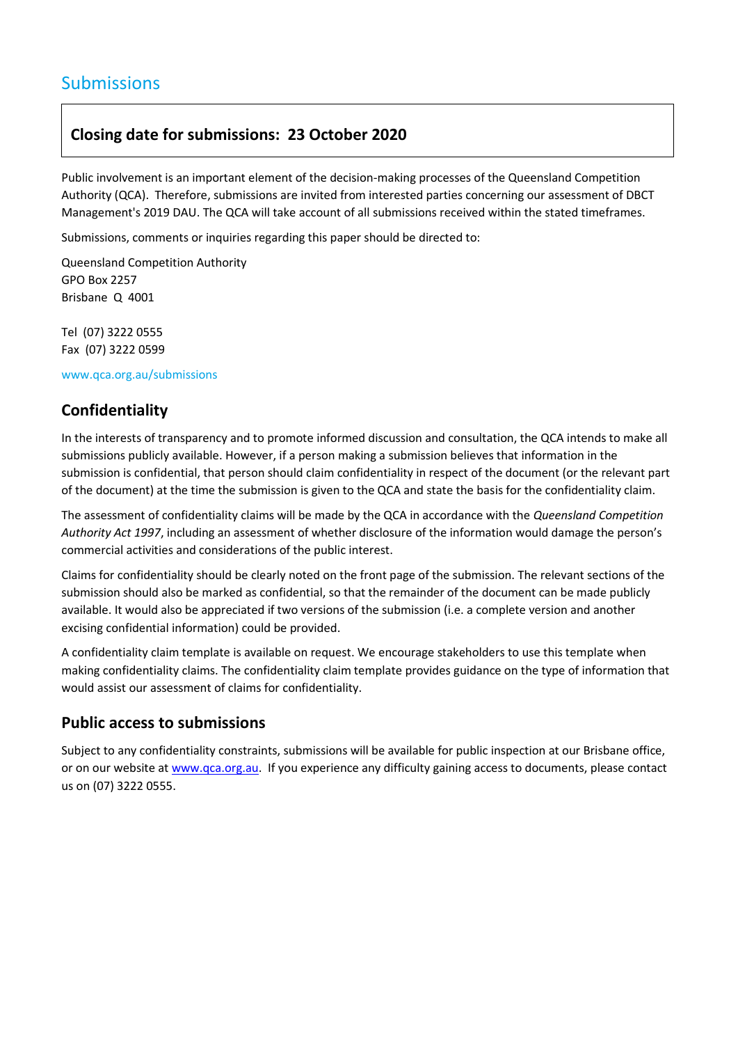# Submissions

**Closing date for submissions: 23 October 2020**

Public involvement is an important element of the decision-making processes of the Queensland Competition Authority (QCA). Therefore, submissions are invited from interested parties concerning our assessment of DBCT Management's 2019 DAU. The QCA will take account of all submissions received within the stated timeframes.

Submissions, comments or inquiries regarding this paper should be directed to:

Queensland Competition Authority
GPO Box 2257
Brisbane Q 4001

Tel (07) 3222 0555
Fax (07) 3222 0599

www.qca.org.au/submissions

## Confidentiality

In the interests of transparency and to promote informed discussion and consultation, the QCA intends to make all submissions publicly available. However, if a person making a submission believes that information in the submission is confidential, that person should claim confidentiality in respect of the document (or the relevant part of the document) at the time the submission is given to the QCA and state the basis for the confidentiality claim.

The assessment of confidentiality claims will be made by the QCA in accordance with the *Queensland Competition Authority Act 1997*, including an assessment of whether disclosure of the information would damage the person's commercial activities and considerations of the public interest.

Claims for confidentiality should be clearly noted on the front page of the submission. The relevant sections of the submission should also be marked as confidential, so that the remainder of the document can be made publicly available. It would also be appreciated if two versions of the submission (i.e. a complete version and another excising confidential information) could be provided.

A confidentiality claim template is available on request. We encourage stakeholders to use this template when making confidentiality claims. The confidentiality claim template provides guidance on the type of information that would assist our assessment of claims for confidentiality.

## Public access to submissions

Subject to any confidentiality constraints, submissions will be available for public inspection at our Brisbane office, or on our website at www.qca.org.au. If you experience any difficulty gaining access to documents, please contact us on (07) 3222 0555.